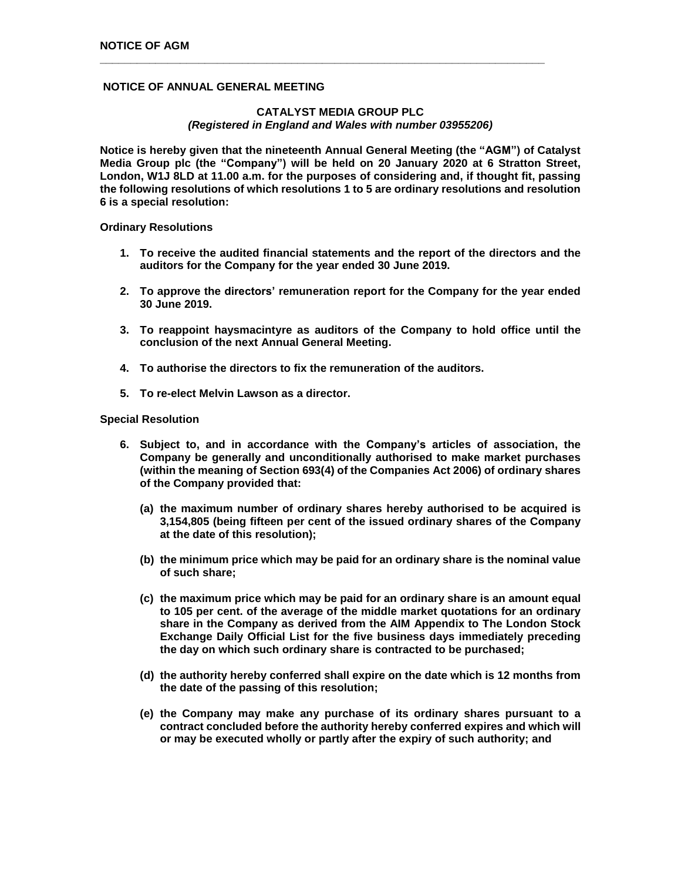**NOTICE OF ANNUAL GENERAL MEETING**

**CATALYST MEDIA GROUP PLC**
***(Registered in England and Wales with number 03955206)***

**Notice is hereby given that the nineteenth Annual General Meeting (the "AGM") of Catalyst Media Group plc (the "Company") will be held on 20 January 2020 at 6 Stratton Street, London, W1J 8LD at 11.00 a.m. for the purposes of considering and, if thought fit, passing the following resolutions of which resolutions 1 to 5 are ordinary resolutions and resolution 6 is a special resolution:**

**Ordinary Resolutions**

1. **To receive the audited financial statements and the report of the directors and the auditors for the Company for the year ended 30 June 2019.**

2. **To approve the directors' remuneration report for the Company for the year ended 30 June 2019.**

3. **To reappoint haysmacintyre as auditors of the Company to hold office until the conclusion of the next Annual General Meeting.**

4. **To authorise the directors to fix the remuneration of the auditors.**

5. **To re-elect Melvin Lawson as a director.**

**Special Resolution**

6. **Subject to, and in accordance with the Company's articles of association, the Company be generally and unconditionally authorised to make market purchases (within the meaning of Section 693(4) of the Companies Act 2006) of ordinary shares of the Company provided that:**

   **(a) the maximum number of ordinary shares hereby authorised to be acquired is 3,154,805 (being fifteen per cent of the issued ordinary shares of the Company at the date of this resolution);**

   **(b) the minimum price which may be paid for an ordinary share is the nominal value of such share;**

   **(c) the maximum price which may be paid for an ordinary share is an amount equal to 105 per cent. of the average of the middle market quotations for an ordinary share in the Company as derived from the AIM Appendix to The London Stock Exchange Daily Official List for the five business days immediately preceding the day on which such ordinary share is contracted to be purchased;**

   **(d) the authority hereby conferred shall expire on the date which is 12 months from the date of the passing of this resolution;**

   **(e) the Company may make any purchase of its ordinary shares pursuant to a contract concluded before the authority hereby conferred expires and which will or may be executed wholly or partly after the expiry of such authority; and**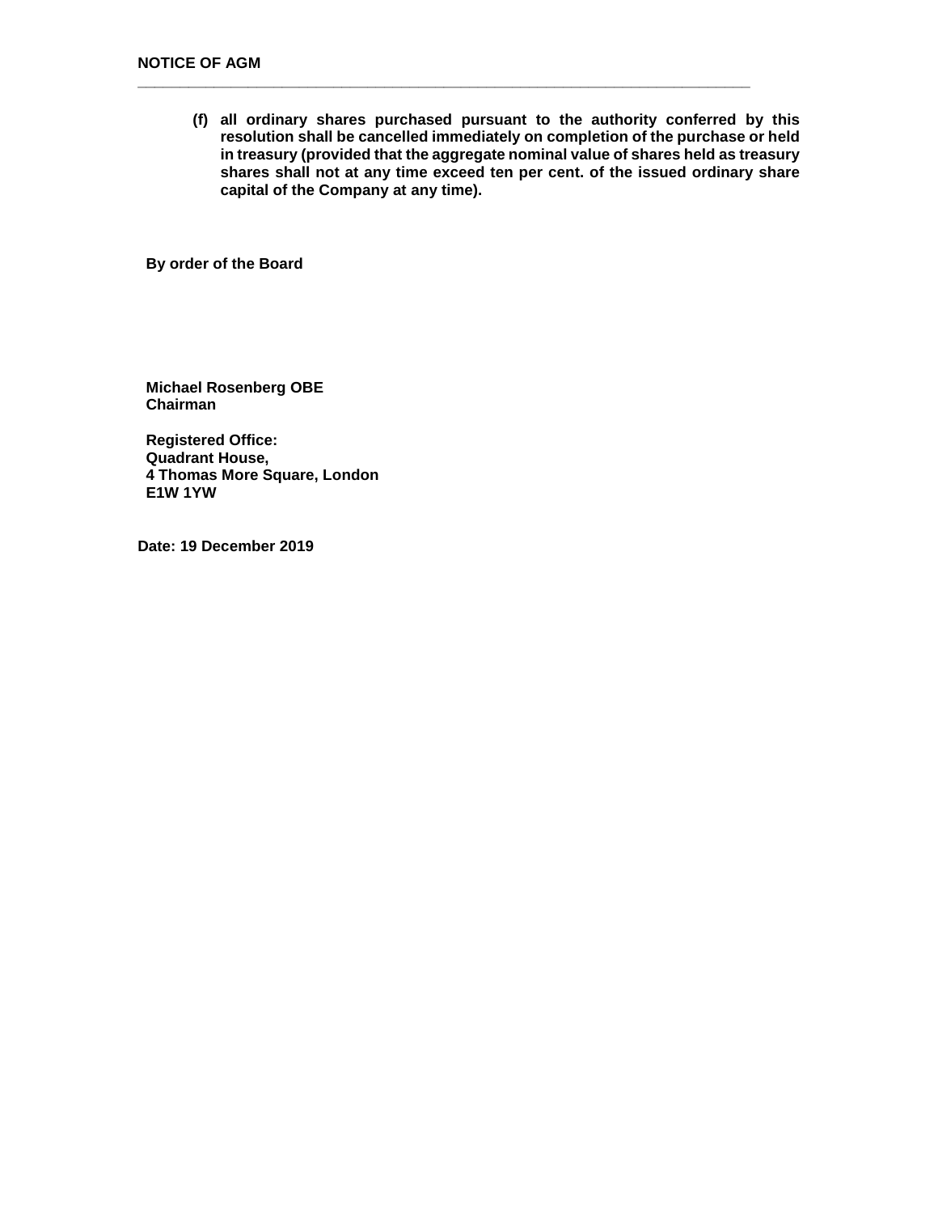**(f) all ordinary shares purchased pursuant to the authority conferred by this resolution shall be cancelled immediately on completion of the purchase or held in treasury (provided that the aggregate nominal value of shares held as treasury shares shall not at any time exceed ten per cent. of the issued ordinary share capital of the Company at any time).**

**By order of the Board**

**Michael Rosenberg OBE**
**Chairman**

**Registered Office:**
**Quadrant House,**
**4 Thomas More Square, London**
**E1W 1YW**

**Date: 19 December 2019**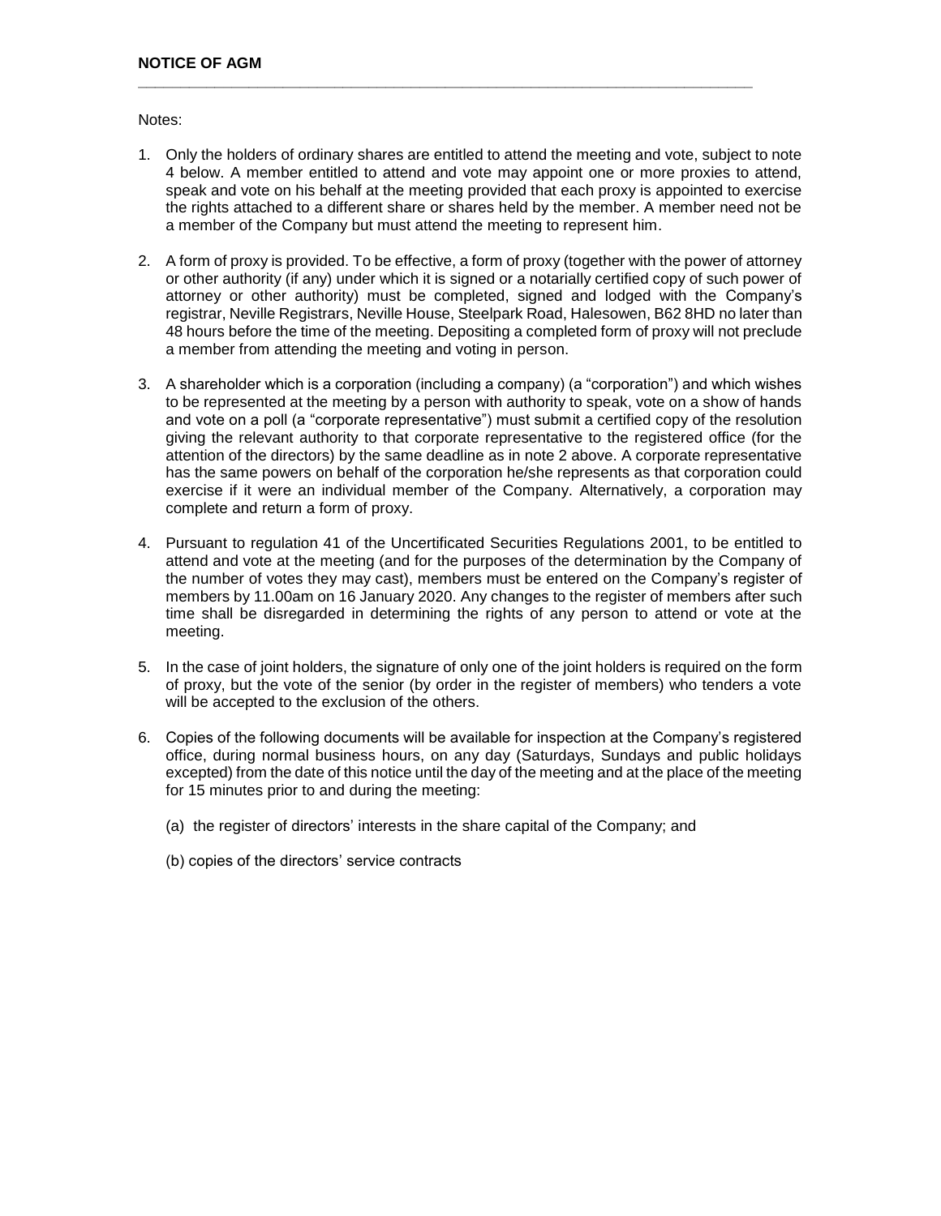**NOTICE OF AGM**

Notes:

1. Only the holders of ordinary shares are entitled to attend the meeting and vote, subject to note 4 below. A member entitled to attend and vote may appoint one or more proxies to attend, speak and vote on his behalf at the meeting provided that each proxy is appointed to exercise the rights attached to a different share or shares held by the member. A member need not be a member of the Company but must attend the meeting to represent him.

2. A form of proxy is provided. To be effective, a form of proxy (together with the power of attorney or other authority (if any) under which it is signed or a notarially certified copy of such power of attorney or other authority) must be completed, signed and lodged with the Company's registrar, Neville Registrars, Neville House, Steelpark Road, Halesowen, B62 8HD no later than 48 hours before the time of the meeting. Depositing a completed form of proxy will not preclude a member from attending the meeting and voting in person.

3. A shareholder which is a corporation (including a company) (a "corporation") and which wishes to be represented at the meeting by a person with authority to speak, vote on a show of hands and vote on a poll (a "corporate representative") must submit a certified copy of the resolution giving the relevant authority to that corporate representative to the registered office (for the attention of the directors) by the same deadline as in note 2 above. A corporate representative has the same powers on behalf of the corporation he/she represents as that corporation could exercise if it were an individual member of the Company. Alternatively, a corporation may complete and return a form of proxy.

4. Pursuant to regulation 41 of the Uncertificated Securities Regulations 2001, to be entitled to attend and vote at the meeting (and for the purposes of the determination by the Company of the number of votes they may cast), members must be entered on the Company's register of members by 11.00am on 16 January 2020. Any changes to the register of members after such time shall be disregarded in determining the rights of any person to attend or vote at the meeting.

5. In the case of joint holders, the signature of only one of the joint holders is required on the form of proxy, but the vote of the senior (by order in the register of members) who tenders a vote will be accepted to the exclusion of the others.

6. Copies of the following documents will be available for inspection at the Company's registered office, during normal business hours, on any day (Saturdays, Sundays and public holidays excepted) from the date of this notice until the day of the meeting and at the place of the meeting for 15 minutes prior to and during the meeting:

   (a) the register of directors' interests in the share capital of the Company; and

   (b) copies of the directors' service contracts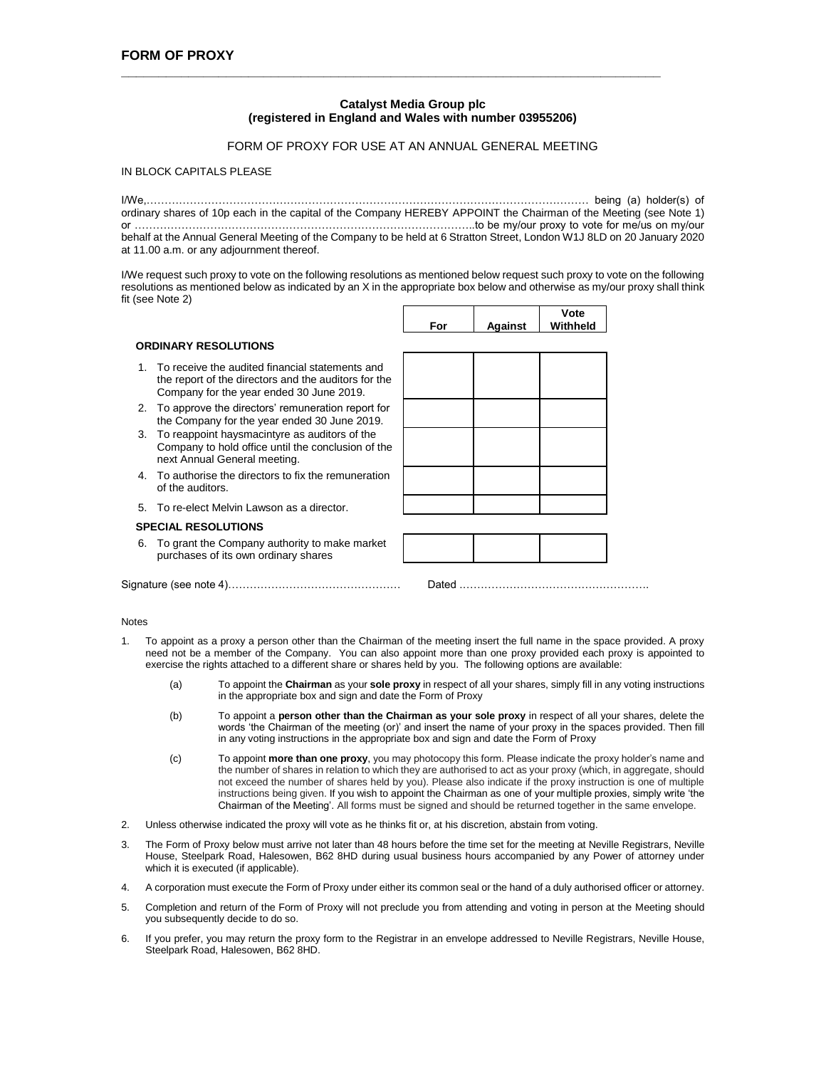# FORM OF PROXY

**Catalyst Media Group plc**
**(registered in England and Wales with number 03955206)**

FORM OF PROXY FOR USE AT AN ANNUAL GENERAL MEETING

IN BLOCK CAPITALS PLEASE

I/We,……………………………………………………………………………………………………………… being (a) holder(s) of ordinary shares of 10p each in the capital of the Company HEREBY APPOINT the Chairman of the Meeting (see Note 1) or ……………………………………………………………………………………..to be my/our proxy to vote for me/us on my/our behalf at the Annual General Meeting of the Company to be held at 6 Stratton Street, London W1J 8LD on 20 January 2020 at 11.00 a.m. or any adjournment thereof.

I/We request such proxy to vote on the following resolutions as mentioned below request such proxy to vote on the following resolutions as mentioned below as indicated by an X in the appropriate box below and otherwise as my/our proxy shall think fit (see Note 2)

| | For | Against | Vote Withheld |
|---|---|---|---|
| **ORDINARY RESOLUTIONS** | | | |
| 1. To receive the audited financial statements and the report of the directors and the auditors for the Company for the year ended 30 June 2019. | | | |
| 2. To approve the directors' remuneration report for the Company for the year ended 30 June 2019. | | | |
| 3. To reappoint haysmacintyre as auditors of the Company to hold office until the conclusion of the next Annual General meeting. | | | |
| 4. To authorise the directors to fix the remuneration of the auditors. | | | |
| 5. To re-elect Melvin Lawson as a director. | | | |
| **SPECIAL RESOLUTIONS** | | | |
| 6. To grant the Company authority to make market purchases of its own ordinary shares | | | |

Signature (see note 4)………………………………………… Dated …………………………………………….

Notes

1. To appoint as a proxy a person other than the Chairman of the meeting insert the full name in the space provided. A proxy need not be a member of the Company. You can also appoint more than one proxy provided each proxy is appointed to exercise the rights attached to a different share or shares held by you. The following options are available:
   - (a) To appoint the **Chairman** as your **sole proxy** in respect of all your shares, simply fill in any voting instructions in the appropriate box and sign and date the Form of Proxy
   - (b) To appoint a **person other than the Chairman as your sole proxy** in respect of all your shares, delete the words 'the Chairman of the meeting (or)' and insert the name of your proxy in the spaces provided. Then fill in any voting instructions in the appropriate box and sign and date the Form of Proxy
   - (c) To appoint **more than one proxy**, you may photocopy this form. Please indicate the proxy holder's name and the number of shares in relation to which they are authorised to act as your proxy (which, in aggregate, should not exceed the number of shares held by you). Please also indicate if the proxy instruction is one of multiple instructions being given. If you wish to appoint the Chairman as one of your multiple proxies, simply write 'the Chairman of the Meeting'. All forms must be signed and should be returned together in the same envelope.
2. Unless otherwise indicated the proxy will vote as he thinks fit or, at his discretion, abstain from voting.
3. The Form of Proxy below must arrive not later than 48 hours before the time set for the meeting at Neville Registrars, Neville House, Steelpark Road, Halesowen, B62 8HD during usual business hours accompanied by any Power of attorney under which it is executed (if applicable).
4. A corporation must execute the Form of Proxy under either its common seal or the hand of a duly authorised officer or attorney.
5. Completion and return of the Form of Proxy will not preclude you from attending and voting in person at the Meeting should you subsequently decide to do so.
6. If you prefer, you may return the proxy form to the Registrar in an envelope addressed to Neville Registrars, Neville House, Steelpark Road, Halesowen, B62 8HD.